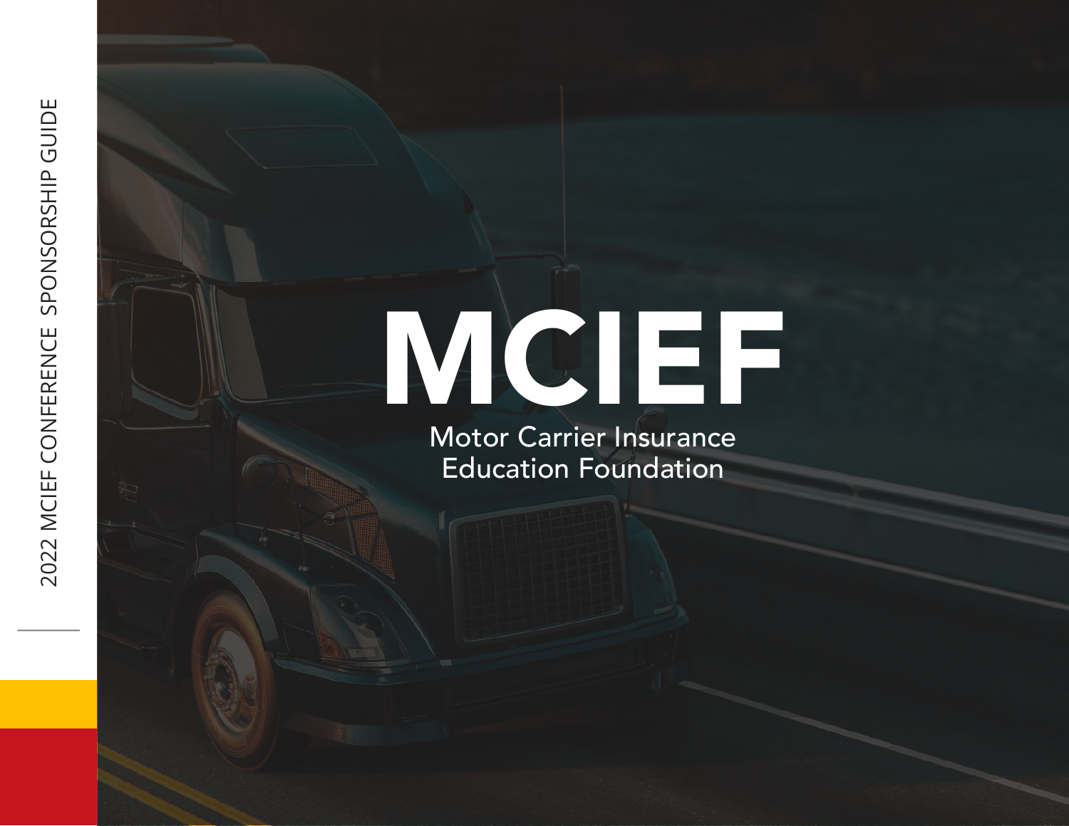2022 MCIEF CONFERENCE SPONSORSHIP GUIDE

# MCIEF

Motor Carrier Insurance Education Foundation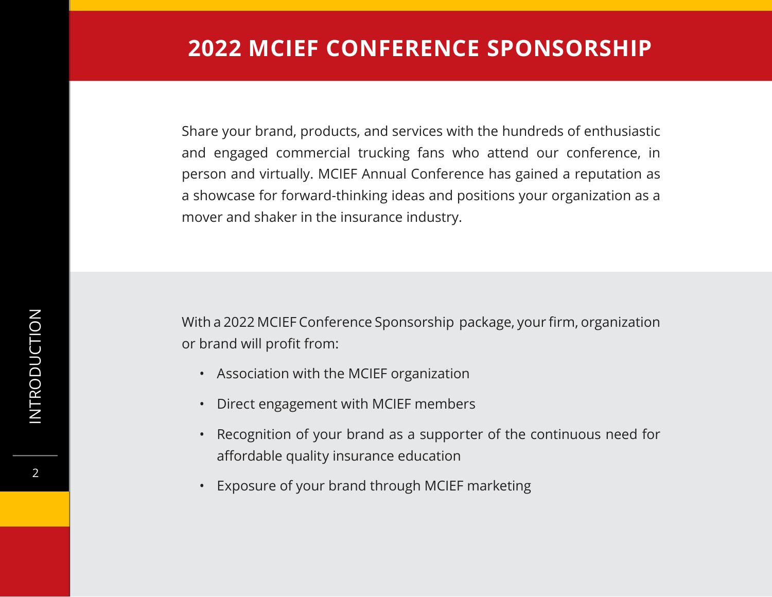# 2022 MCIEF CONFERENCE SPONSORSHIP

Share your brand, products, and services with the hundreds of enthusiastic and engaged commercial trucking fans who attend our conference, in person and virtually. MCIEF Annual Conference has gained a reputation as a showcase for forward-thinking ideas and positions your organization as a mover and shaker in the insurance industry.

With a 2022 MCIEF Conference Sponsorship package, your firm, organization or brand will profit from:

- Association with the MCIEF organization
- Direct engagement with MCIEF members
- Recognition of your brand as a supporter of the continuous need for affordable quality insurance education
- Exposure of your brand through MCIEF marketing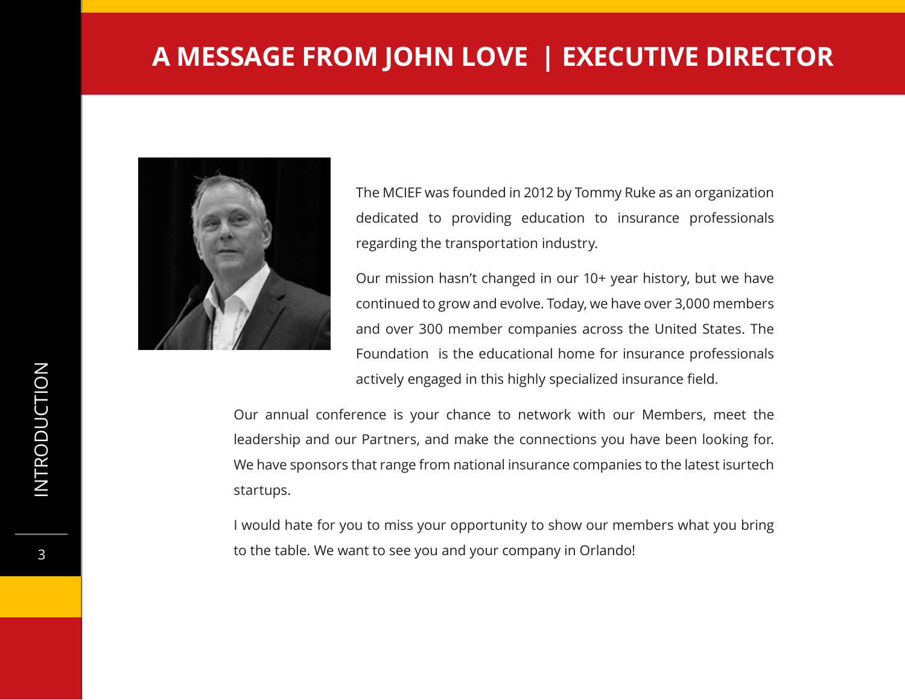# A MESSAGE FROM JOHN LOVE | EXECUTIVE DIRECTOR

The MCIEF was founded in 2012 by Tommy Ruke as an organization dedicated to providing education to insurance professionals regarding the transportation industry.

Our mission hasn't changed in our 10+ year history, but we have continued to grow and evolve. Today, we have over 3,000 members and over 300 member companies across the United States. The Foundation is the educational home for insurance professionals actively engaged in this highly specialized insurance field.

Our annual conference is your chance to network with our Members, meet the leadership and our Partners, and make the connections you have been looking for. We have sponsors that range from national insurance companies to the latest isurtech startups.

I would hate for you to miss your opportunity to show our members what you bring to the table. We want to see you and your company in Orlando!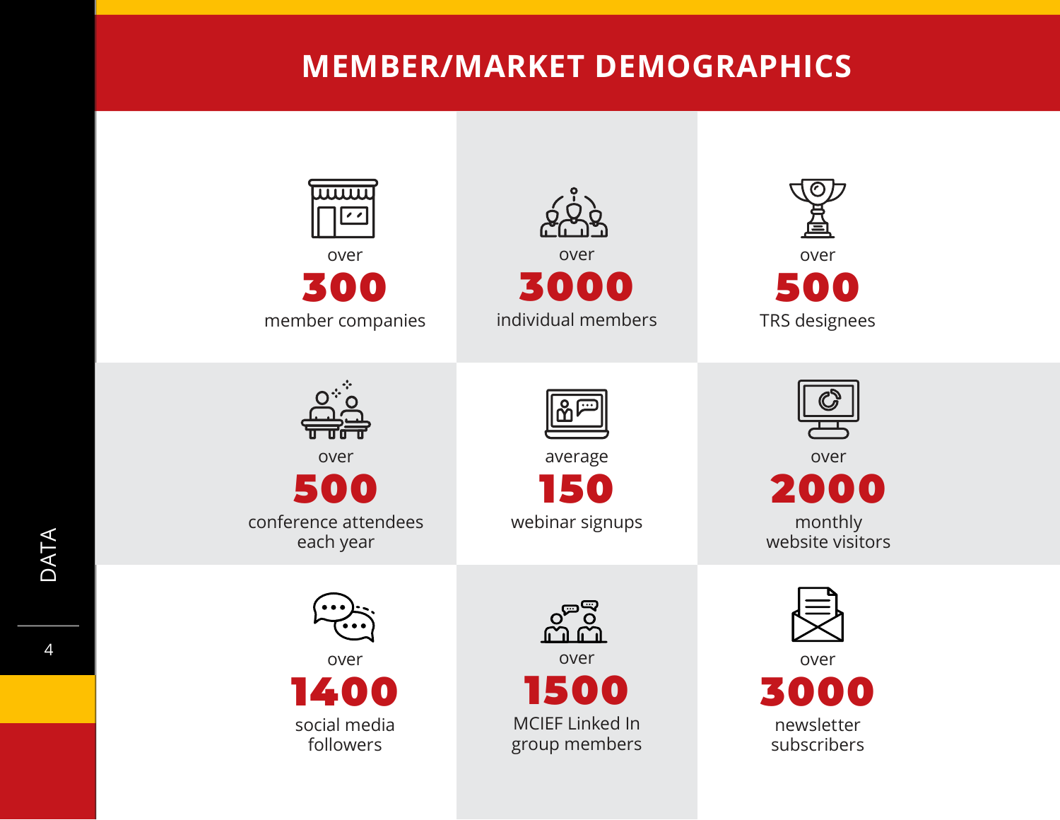# MEMBER/MARKET DEMOGRAPHICS

over
**300**
member companies

over
**3000**
individual members

over
**500**
TRS designees

over
**500**
conference attendees each year

average
**150**
webinar signups

over
**2000**
monthly website visitors

over
**1400**
social media followers

over
**1500**
MCIEF Linked In group members

over
**3000**
newsletter subscribers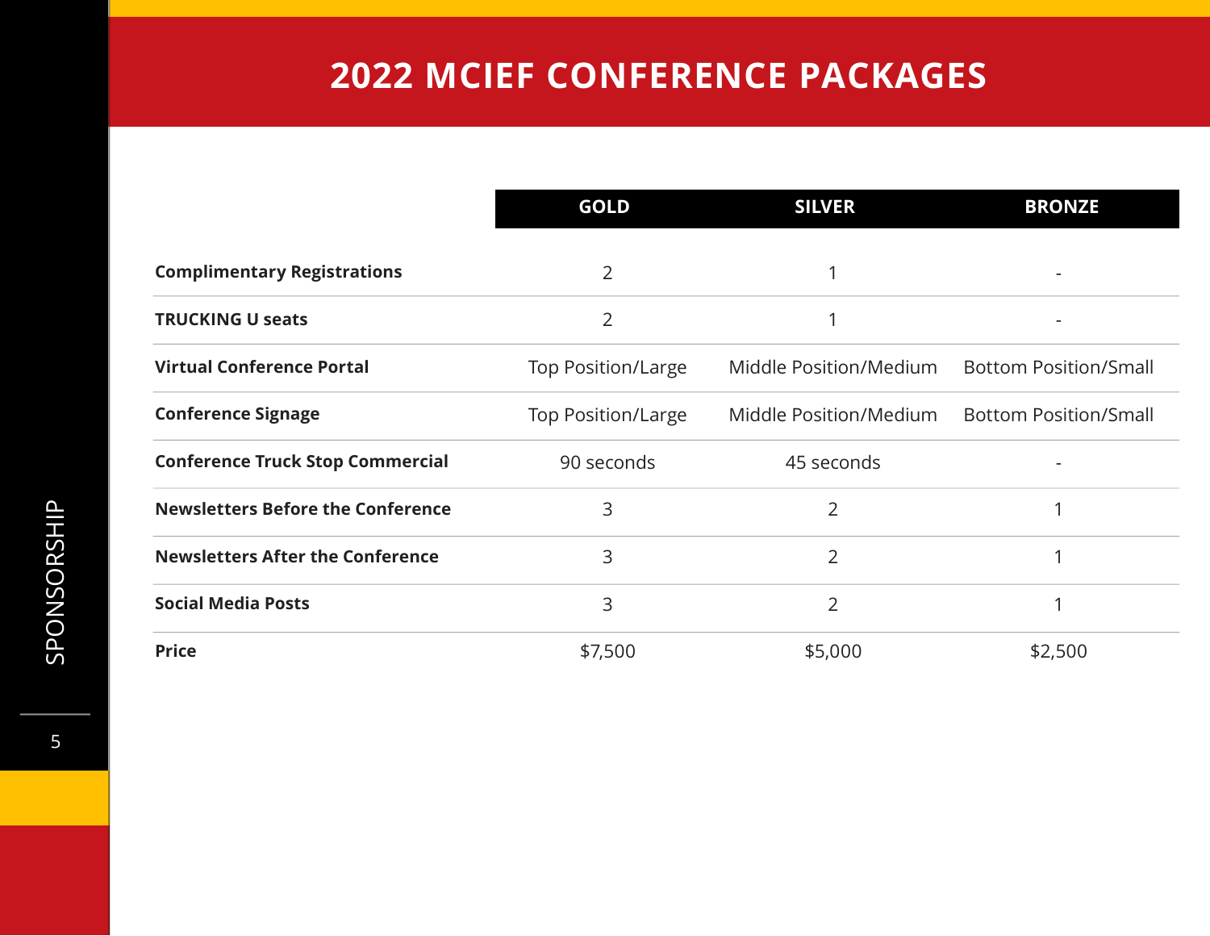# 2022 MCIEF CONFERENCE PACKAGES

| | GOLD | SILVER | BRONZE |
|---|---|---|---|
| **Complimentary Registrations** | 2 | 1 | - |
| **TRUCKING U seats** | 2 | 1 | - |
| **Virtual Conference Portal** | Top Position/Large | Middle Position/Medium | Bottom Position/Small |
| **Conference Signage** | Top Position/Large | Middle Position/Medium | Bottom Position/Small |
| **Conference Truck Stop Commercial** | 90 seconds | 45 seconds | - |
| **Newsletters Before the Conference** | 3 | 2 | 1 |
| **Newsletters After the Conference** | 3 | 2 | 1 |
| **Social Media Posts** | 3 | 2 | 1 |
| **Price** | $7,500 | $5,000 | $2,500 |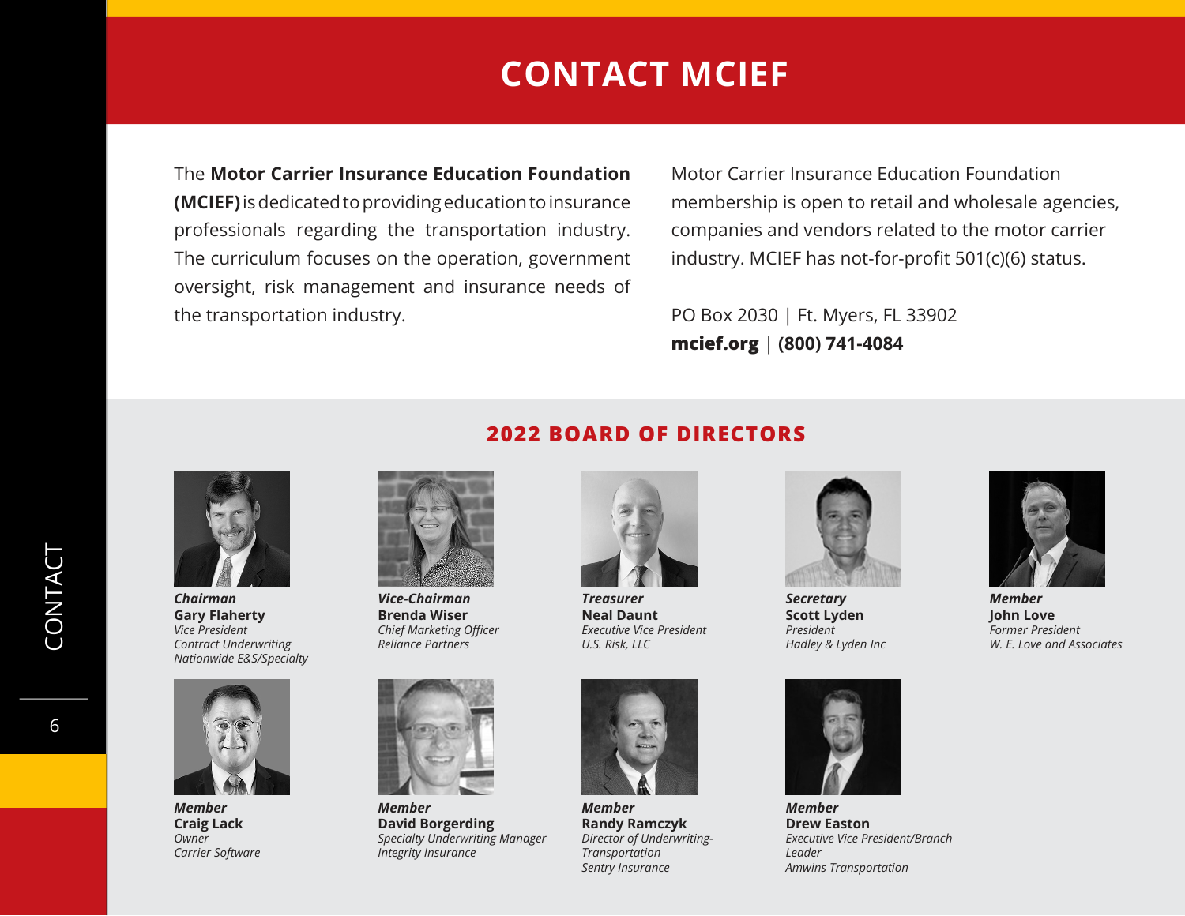# CONTACT MCIEF

The **Motor Carrier Insurance Education Foundation (MCIEF)** is dedicated to providing education to insurance professionals regarding the transportation industry. The curriculum focuses on the operation, government oversight, risk management and insurance needs of the transportation industry.

Motor Carrier Insurance Education Foundation membership is open to retail and wholesale agencies, companies and vendors related to the motor carrier industry. MCIEF has not-for-profit 501(c)(6) status.

PO Box 2030 | Ft. Myers, FL 33902
**mcief.org** | **(800) 741-4084**

## 2022 BOARD OF DIRECTORS

***Chairman***
**Gary Flaherty**
*Vice President*
*Contract Underwriting*
*Nationwide E&S/Specialty*

***Vice-Chairman***
**Brenda Wiser**
*Chief Marketing Officer*
*Reliance Partners*

***Treasurer***
**Neal Daunt**
*Executive Vice President*
*U.S. Risk, LLC*

***Secretary***
**Scott Lyden**
*President*
*Hadley & Lyden Inc*

***Member***
**John Love**
*Former President*
*W. E. Love and Associates*

***Member***
**Craig Lack**
*Owner*
*Carrier Software*

***Member***
**David Borgerding**
*Specialty Underwriting Manager*
*Integrity Insurance*

***Member***
**Randy Ramczyk**
*Director of Underwriting-Transportation*
*Sentry Insurance*

***Member***
**Drew Easton**
*Executive Vice President/Branch Leader*
*Amwins Transportation*